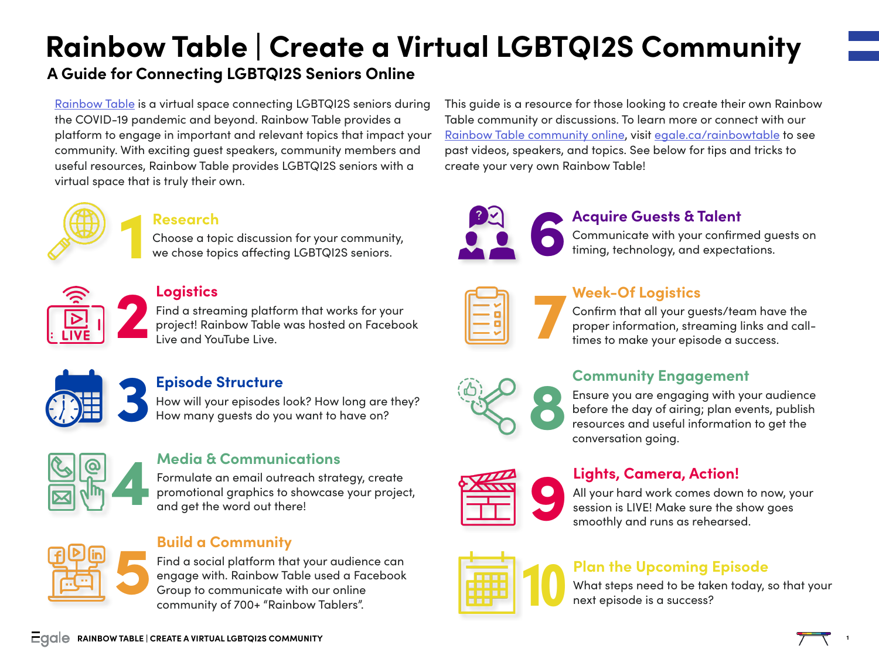# Rainbow Table | Create a Virtual LGBTQI2S Community

## A Guide for Connecting LGBTQI2S Seniors Online

Rainbow Table is a virtual space connecting LGBTQI2S seniors during the COVID-19 pandemic and beyond. Rainbow Table provides a platform to engage in important and relevant topics that impact your community. With exciting guest speakers, community members and useful resources, Rainbow Table provides LGBTQI2S seniors with a virtual space that is truly their own.

This guide is a resource for those looking to create their own Rainbow Table community or discussions. To learn more or connect with our Rainbow Table community online, visit egale.ca/rainbowtable to see past videos, speakers, and topics. See below for tips and tricks to create your very own Rainbow Table!

### 1 Research

Choose a topic discussion for your community, we chose topics affecting LGBTQI2S seniors.

### 2 Logistics

Find a streaming platform that works for your project! Rainbow Table was hosted on Facebook Live and YouTube Live.

### 3 Episode Structure

How will your episodes look? How long are they? How many guests do you want to have on?

### 4 Media & Communications

Formulate an email outreach strategy, create promotional graphics to showcase your project, and get the word out there!

### 5 Build a Community

Find a social platform that your audience can engage with. Rainbow Table used a Facebook Group to communicate with our online community of 700+ "Rainbow Tablers".

### 6 Acquire Guests & Talent

Communicate with your confirmed guests on timing, technology, and expectations.

### 7 Week-Of Logistics

Confirm that all your guests/team have the proper information, streaming links and call-times to make your episode a success.

### 8 Community Engagement

Ensure you are engaging with your audience before the day of airing; plan events, publish resources and useful information to get the conversation going.

### 9 Lights, Camera, Action!

All your hard work comes down to now, your session is LIVE! Make sure the show goes smoothly and runs as rehearsed.

### 10 Plan the Upcoming Episode

What steps need to be taken today, so that your next episode is a success?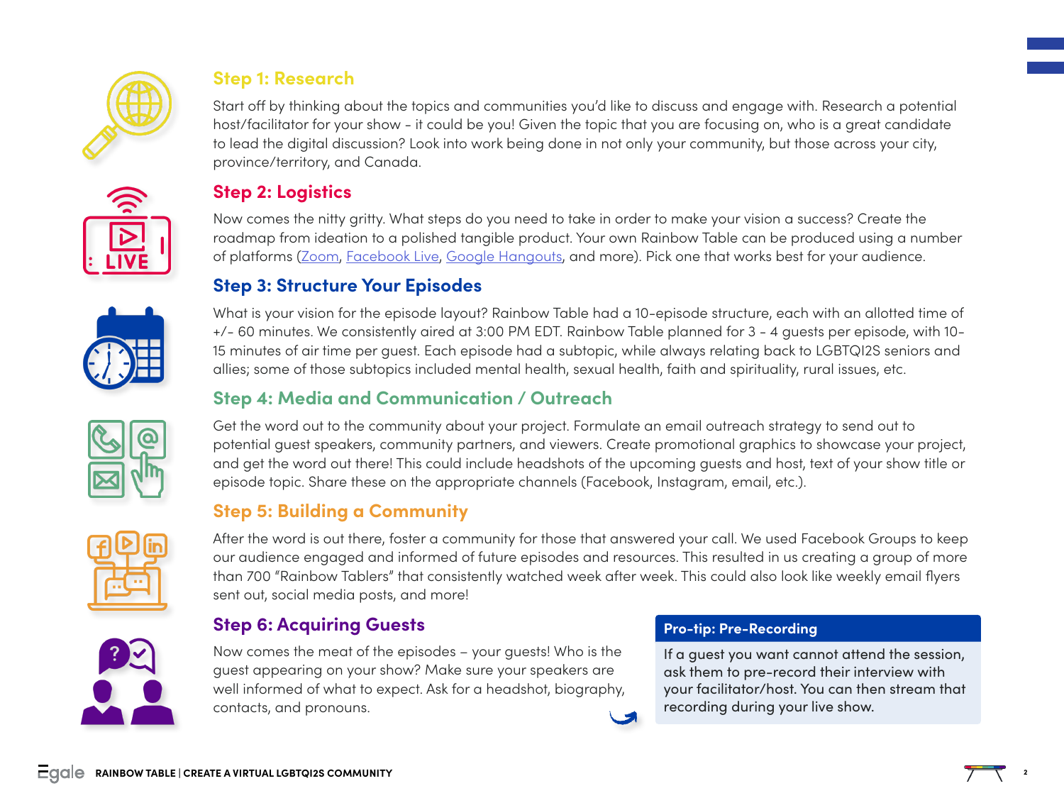## Step 1: Research

Start off by thinking about the topics and communities you'd like to discuss and engage with. Research a potential host/facilitator for your show - it could be you! Given the topic that you are focusing on, who is a great candidate to lead the digital discussion? Look into work being done in not only your community, but those across your city, province/territory, and Canada.

## Step 2: Logistics

Now comes the nitty gritty. What steps do you need to take in order to make your vision a success? Create the roadmap from ideation to a polished tangible product. Your own Rainbow Table can be produced using a number of platforms (Zoom, Facebook Live, Google Hangouts, and more). Pick one that works best for your audience.

## Step 3: Structure Your Episodes

What is your vision for the episode layout? Rainbow Table had a 10-episode structure, each with an allotted time of +/- 60 minutes. We consistently aired at 3:00 PM EDT. Rainbow Table planned for 3 - 4 guests per episode, with 10-15 minutes of air time per guest. Each episode had a subtopic, while always relating back to LGBTQI2S seniors and allies; some of those subtopics included mental health, sexual health, faith and spirituality, rural issues, etc.

## Step 4: Media and Communication / Outreach

Get the word out to the community about your project. Formulate an email outreach strategy to send out to potential guest speakers, community partners, and viewers. Create promotional graphics to showcase your project, and get the word out there! This could include headshots of the upcoming guests and host, text of your show title or episode topic. Share these on the appropriate channels (Facebook, Instagram, email, etc.).

## Step 5: Building a Community

After the word is out there, foster a community for those that answered your call. We used Facebook Groups to keep our audience engaged and informed of future episodes and resources. This resulted in us creating a group of more than 700 "Rainbow Tablers" that consistently watched week after week. This could also look like weekly email flyers sent out, social media posts, and more!

## Step 6: Acquiring Guests

Now comes the meat of the episodes – your guests! Who is the guest appearing on your show? Make sure your speakers are well informed of what to expect. Ask for a headshot, biography, contacts, and pronouns.

> **Pro-tip: Pre-Recording**
>
> If a guest you want cannot attend the session, ask them to pre-record their interview with your facilitator/host. You can then stream that recording during your live show.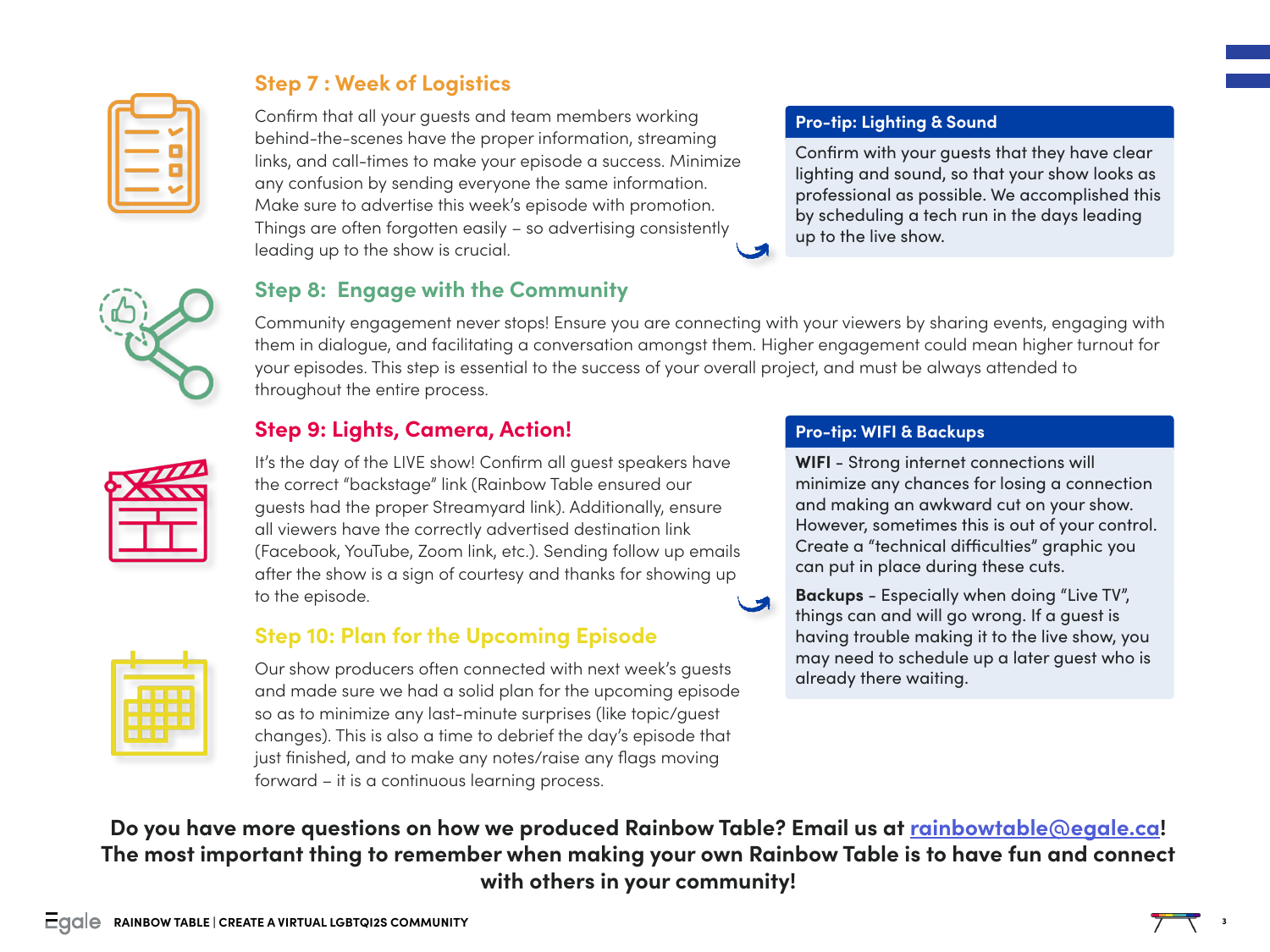## Step 7 : Week of Logistics

Confirm that all your guests and team members working behind-the-scenes have the proper information, streaming links, and call-times to make your episode a success. Minimize any confusion by sending everyone the same information. Make sure to advertise this week's episode with promotion. Things are often forgotten easily – so advertising consistently leading up to the show is crucial.

> **Pro-tip: Lighting & Sound**
>
> Confirm with your guests that they have clear lighting and sound, so that your show looks as professional as possible. We accomplished this by scheduling a tech run in the days leading up to the live show.

## Step 8: Engage with the Community

Community engagement never stops! Ensure you are connecting with your viewers by sharing events, engaging with them in dialogue, and facilitating a conversation amongst them. Higher engagement could mean higher turnout for your episodes. This step is essential to the success of your overall project, and must be always attended to throughout the entire process.

## Step 9: Lights, Camera, Action!

It's the day of the LIVE show! Confirm all guest speakers have the correct "backstage" link (Rainbow Table ensured our guests had the proper Streamyard link). Additionally, ensure all viewers have the correctly advertised destination link (Facebook, YouTube, Zoom link, etc.). Sending follow up emails after the show is a sign of courtesy and thanks for showing up to the episode.

> **Pro-tip: WIFI & Backups**
>
> **WIFI** - Strong internet connections will minimize any chances for losing a connection and making an awkward cut on your show. However, sometimes this is out of your control. Create a "technical difficulties" graphic you can put in place during these cuts.
>
> **Backups** - Especially when doing "Live TV", things can and will go wrong. If a guest is having trouble making it to the live show, you may need to schedule up a later guest who is already there waiting.

## Step 10: Plan for the Upcoming Episode

Our show producers often connected with next week's guests and made sure we had a solid plan for the upcoming episode so as to minimize any last-minute surprises (like topic/guest changes). This is also a time to debrief the day's episode that just finished, and to make any notes/raise any flags moving forward – it is a continuous learning process.

**Do you have more questions on how we produced Rainbow Table? Email us at rainbowtable@egale.ca! The most important thing to remember when making your own Rainbow Table is to have fun and connect with others in your community!**